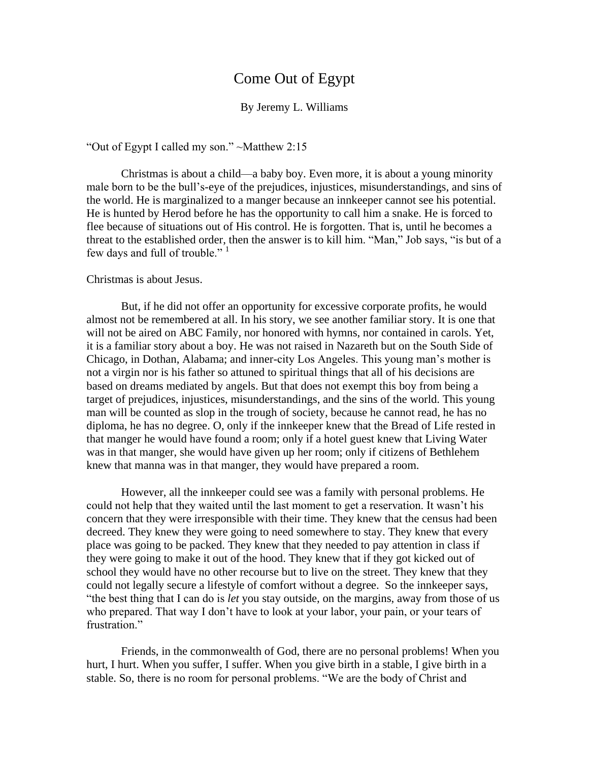# Come Out of Egypt

By Jeremy L. Williams

"Out of Egypt I called my son." ~Matthew 2:15

Christmas is about a child—a baby boy. Even more, it is about a young minority male born to be the bull's-eye of the prejudices, injustices, misunderstandings, and sins of the world. He is marginalized to a manger because an innkeeper cannot see his potential. He is hunted by Herod before he has the opportunity to call him a snake. He is forced to flee because of situations out of His control. He is forgotten. That is, until he becomes a threat to the established order, then the answer is to kill him. "Man," Job says, "is but of a few days and full of trouble." [1]

Christmas is about Jesus.

But, if he did not offer an opportunity for excessive corporate profits, he would almost not be remembered at all. In his story, we see another familiar story. It is one that will not be aired on ABC Family, nor honored with hymns, nor contained in carols. Yet, it is a familiar story about a boy. He was not raised in Nazareth but on the South Side of Chicago, in Dothan, Alabama; and inner-city Los Angeles. This young man's mother is not a virgin nor is his father so attuned to spiritual things that all of his decisions are based on dreams mediated by angels. But that does not exempt this boy from being a target of prejudices, injustices, misunderstandings, and the sins of the world. This young man will be counted as slop in the trough of society, because he cannot read, he has no diploma, he has no degree. O, only if the innkeeper knew that the Bread of Life rested in that manger he would have found a room; only if a hotel guest knew that Living Water was in that manger, she would have given up her room; only if citizens of Bethlehem knew that manna was in that manger, they would have prepared a room.

However, all the innkeeper could see was a family with personal problems. He could not help that they waited until the last moment to get a reservation. It wasn't his concern that they were irresponsible with their time. They knew that the census had been decreed. They knew they were going to need somewhere to stay. They knew that every place was going to be packed. They knew that they needed to pay attention in class if they were going to make it out of the hood. They knew that if they got kicked out of school they would have no other recourse but to live on the street. They knew that they could not legally secure a lifestyle of comfort without a degree. So the innkeeper says, "the best thing that I can do is *let* you stay outside, on the margins, away from those of us who prepared. That way I don't have to look at your labor, your pain, or your tears of frustration."

Friends, in the commonwealth of God, there are no personal problems! When you hurt, I hurt. When you suffer, I suffer. When you give birth in a stable, I give birth in a stable. So, there is no room for personal problems. "We are the body of Christ and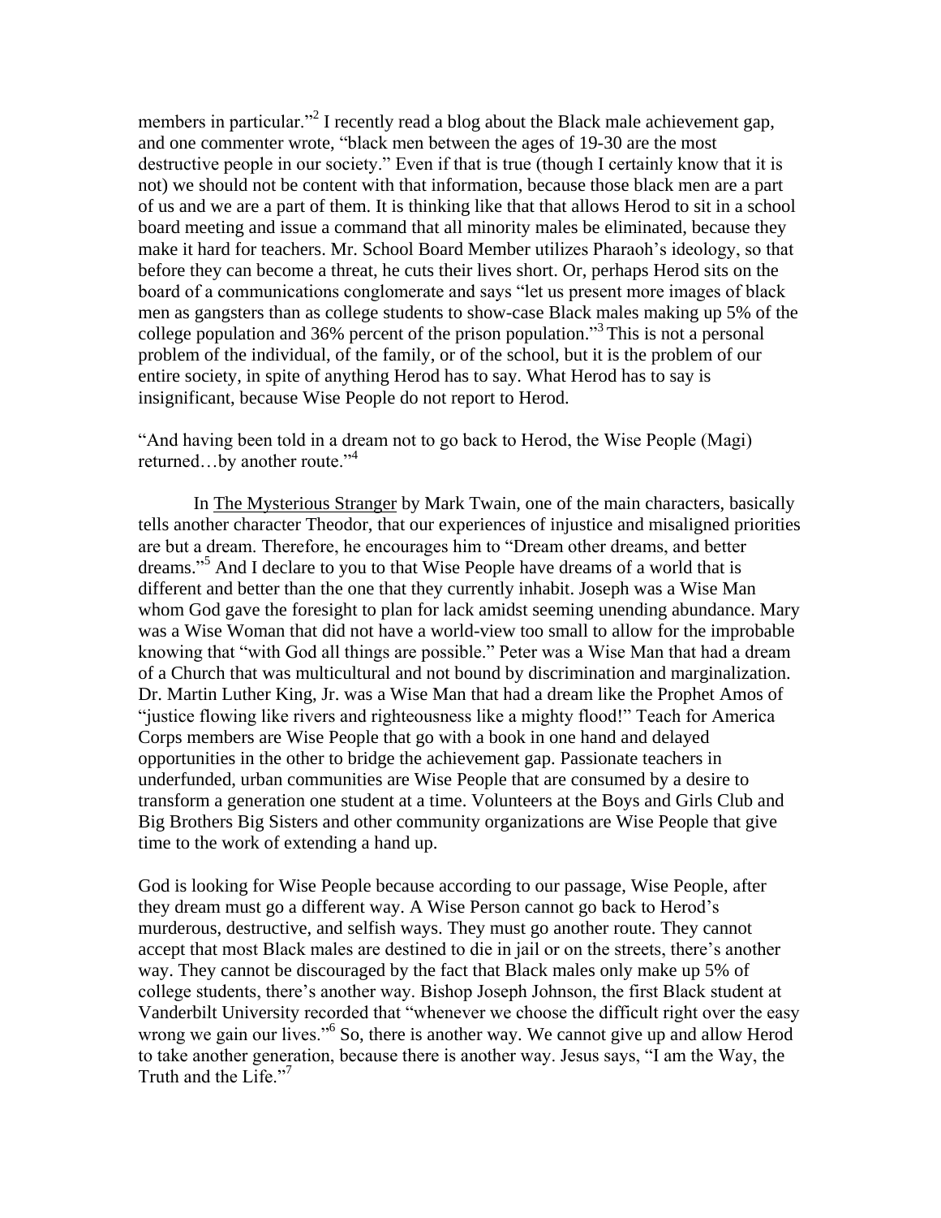members in particular."[2] I recently read a blog about the Black male achievement gap, and one commenter wrote, "black men between the ages of 19-30 are the most destructive people in our society." Even if that is true (though I certainly know that it is not) we should not be content with that information, because those black men are a part of us and we are a part of them. It is thinking like that that allows Herod to sit in a school board meeting and issue a command that all minority males be eliminated, because they make it hard for teachers. Mr. School Board Member utilizes Pharaoh's ideology, so that before they can become a threat, he cuts their lives short. Or, perhaps Herod sits on the board of a communications conglomerate and says "let us present more images of black men as gangsters than as college students to show-case Black males making up 5% of the college population and 36% percent of the prison population."[3] This is not a personal problem of the individual, of the family, or of the school, but it is the problem of our entire society, in spite of anything Herod has to say. What Herod has to say is insignificant, because Wise People do not report to Herod.

"And having been told in a dream not to go back to Herod, the Wise People (Magi) returned…by another route."[4]

In The Mysterious Stranger by Mark Twain, one of the main characters, basically tells another character Theodor, that our experiences of injustice and misaligned priorities are but a dream. Therefore, he encourages him to "Dream other dreams, and better dreams."[5] And I declare to you to that Wise People have dreams of a world that is different and better than the one that they currently inhabit. Joseph was a Wise Man whom God gave the foresight to plan for lack amidst seeming unending abundance. Mary was a Wise Woman that did not have a world-view too small to allow for the improbable knowing that "with God all things are possible." Peter was a Wise Man that had a dream of a Church that was multicultural and not bound by discrimination and marginalization. Dr. Martin Luther King, Jr. was a Wise Man that had a dream like the Prophet Amos of "justice flowing like rivers and righteousness like a mighty flood!" Teach for America Corps members are Wise People that go with a book in one hand and delayed opportunities in the other to bridge the achievement gap. Passionate teachers in underfunded, urban communities are Wise People that are consumed by a desire to transform a generation one student at a time. Volunteers at the Boys and Girls Club and Big Brothers Big Sisters and other community organizations are Wise People that give time to the work of extending a hand up.

God is looking for Wise People because according to our passage, Wise People, after they dream must go a different way. A Wise Person cannot go back to Herod's murderous, destructive, and selfish ways. They must go another route. They cannot accept that most Black males are destined to die in jail or on the streets, there's another way. They cannot be discouraged by the fact that Black males only make up 5% of college students, there's another way. Bishop Joseph Johnson, the first Black student at Vanderbilt University recorded that "whenever we choose the difficult right over the easy wrong we gain our lives."[6] So, there is another way. We cannot give up and allow Herod to take another generation, because there is another way. Jesus says, "I am the Way, the Truth and the Life."[7]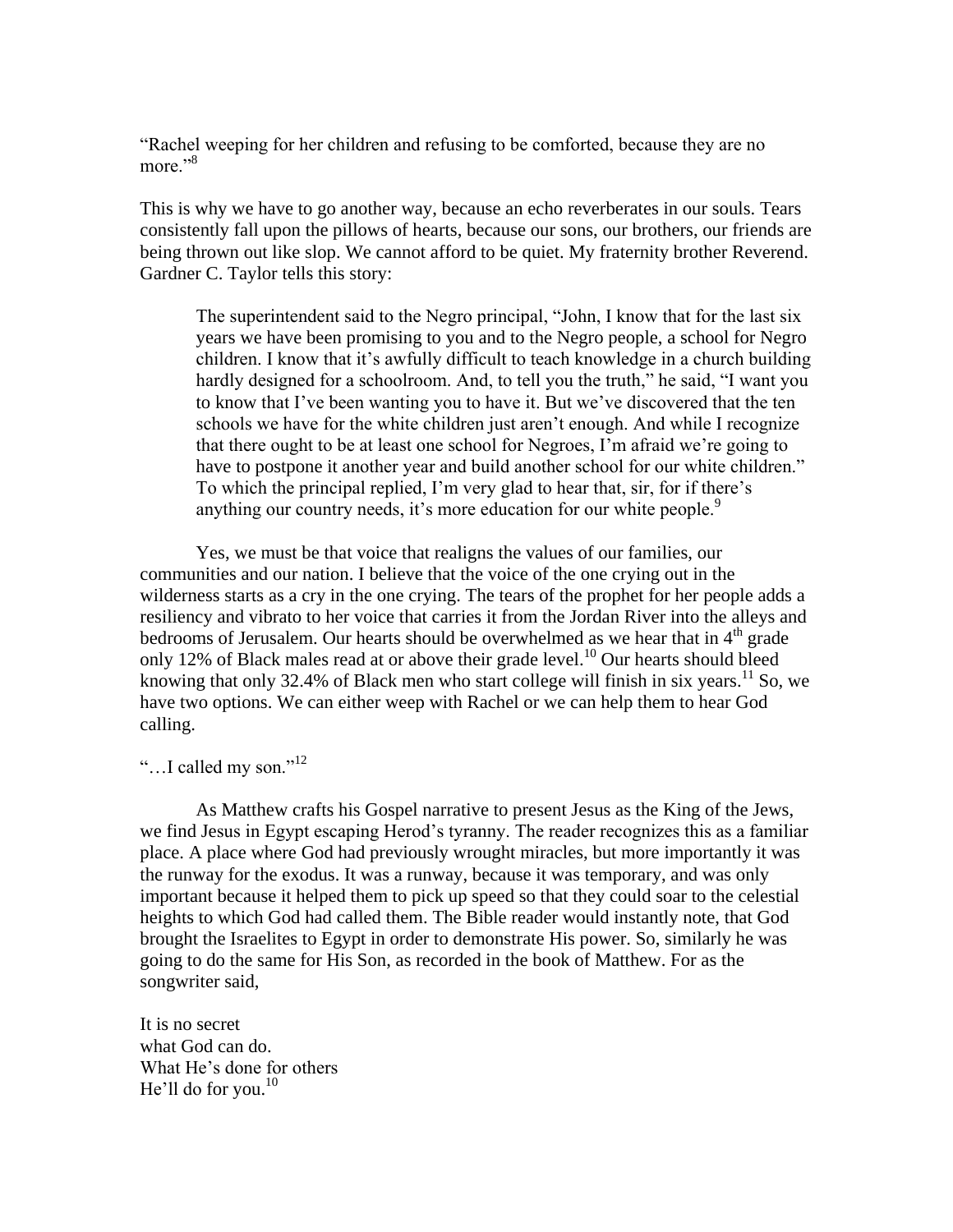"Rachel weeping for her children and refusing to be comforted, because they are no more."[8]

This is why we have to go another way, because an echo reverberates in our souls. Tears consistently fall upon the pillows of hearts, because our sons, our brothers, our friends are being thrown out like slop. We cannot afford to be quiet. My fraternity brother Reverend. Gardner C. Taylor tells this story:

> The superintendent said to the Negro principal, "John, I know that for the last six years we have been promising to you and to the Negro people, a school for Negro children. I know that it's awfully difficult to teach knowledge in a church building hardly designed for a schoolroom. And, to tell you the truth," he said, "I want you to know that I've been wanting you to have it. But we've discovered that the ten schools we have for the white children just aren't enough. And while I recognize that there ought to be at least one school for Negroes, I'm afraid we're going to have to postpone it another year and build another school for our white children." To which the principal replied, I'm very glad to hear that, sir, for if there's anything our country needs, it's more education for our white people.[9]

Yes, we must be that voice that realigns the values of our families, our communities and our nation. I believe that the voice of the one crying out in the wilderness starts as a cry in the one crying. The tears of the prophet for her people adds a resiliency and vibrato to her voice that carries it from the Jordan River into the alleys and bedrooms of Jerusalem. Our hearts should be overwhelmed as we hear that in 4th grade only 12% of Black males read at or above their grade level.[10] Our hearts should bleed knowing that only 32.4% of Black men who start college will finish in six years.[11] So, we have two options. We can either weep with Rachel or we can help them to hear God calling.

"…I called my son."[12]

As Matthew crafts his Gospel narrative to present Jesus as the King of the Jews, we find Jesus in Egypt escaping Herod's tyranny. The reader recognizes this as a familiar place. A place where God had previously wrought miracles, but more importantly it was the runway for the exodus. It was a runway, because it was temporary, and was only important because it helped them to pick up speed so that they could soar to the celestial heights to which God had called them. The Bible reader would instantly note, that God brought the Israelites to Egypt in order to demonstrate His power. So, similarly he was going to do the same for His Son, as recorded in the book of Matthew. For as the songwriter said,

It is no secret  
what God can do.  
What He's done for others  
He'll do for you.[10]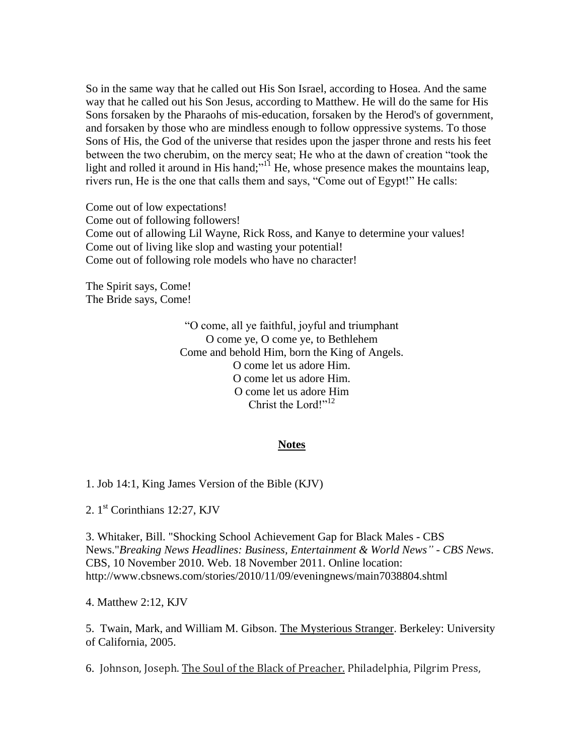So in the same way that he called out His Son Israel, according to Hosea. And the same way that he called out his Son Jesus, according to Matthew. He will do the same for His Sons forsaken by the Pharaohs of mis-education, forsaken by the Herod's of government, and forsaken by those who are mindless enough to follow oppressive systems. To those Sons of His, the God of the universe that resides upon the jasper throne and rests his feet between the two cherubim, on the mercy seat; He who at the dawn of creation "took the light and rolled it around in His hand;"[11] He, whose presence makes the mountains leap, rivers run, He is the one that calls them and says, "Come out of Egypt!" He calls:

Come out of low expectations!
Come out of following followers!
Come out of allowing Lil Wayne, Rick Ross, and Kanye to determine your values!
Come out of living like slop and wasting your potential!
Come out of following role models who have no character!

The Spirit says, Come!
The Bride says, Come!

"O come, all ye faithful, joyful and triumphant
O come ye, O come ye, to Bethlehem
Come and behold Him, born the King of Angels.
O come let us adore Him.
O come let us adore Him.
O come let us adore Him
Christ the Lord!"[12]

## Notes

1. Job 14:1, King James Version of the Bible (KJV)

2. 1st Corinthians 12:27, KJV

3. Whitaker, Bill. "Shocking School Achievement Gap for Black Males - CBS News."*Breaking News Headlines: Business, Entertainment & World News" - CBS News*. CBS, 10 November 2010. Web. 18 November 2011. Online location: http://www.cbsnews.com/stories/2010/11/09/eveningnews/main7038804.shtml

4. Matthew 2:12, KJV

5. Twain, Mark, and William M. Gibson. The Mysterious Stranger. Berkeley: University of California, 2005.

6. Johnson, Joseph. The Soul of the Black of Preacher. Philadelphia, Pilgrim Press,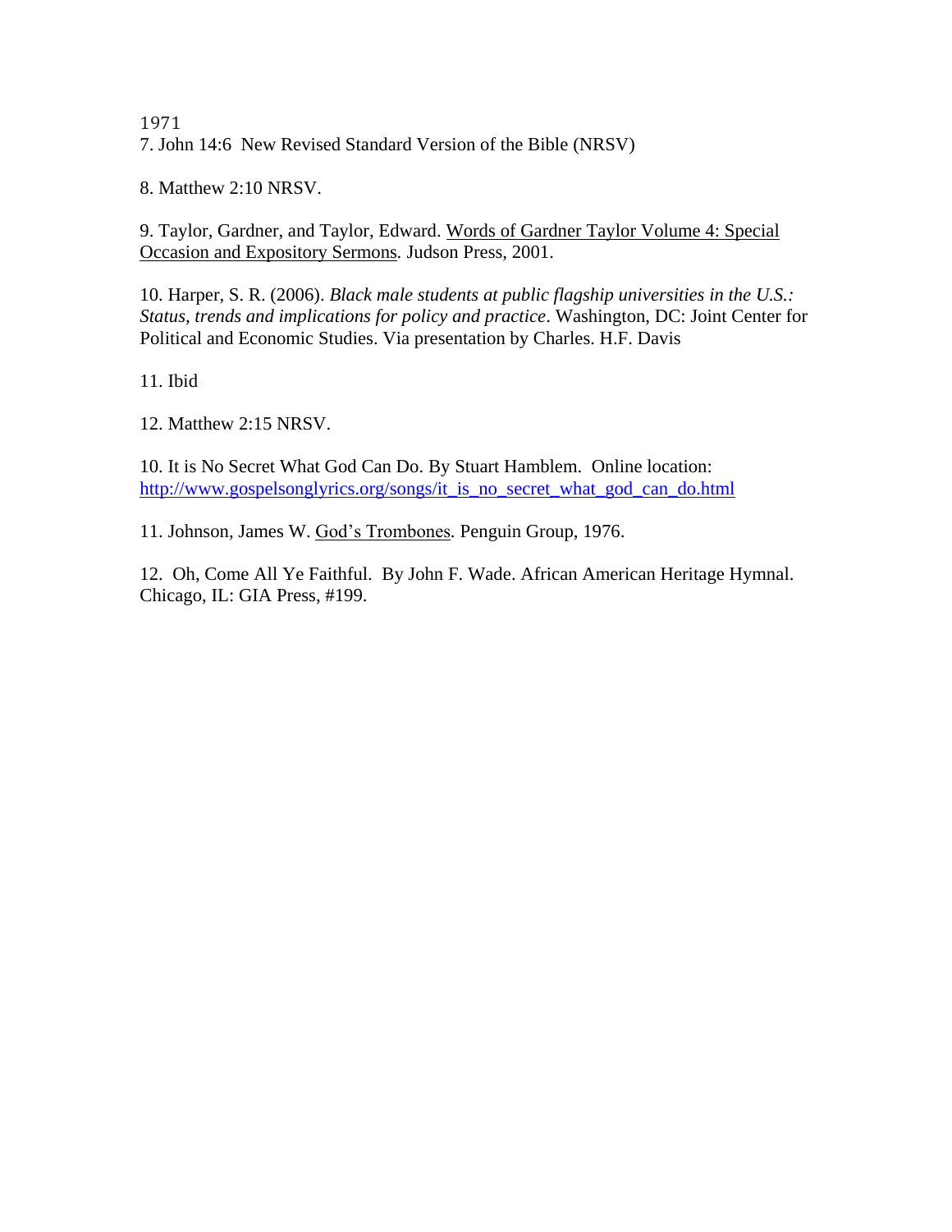1971

7. John 14:6 New Revised Standard Version of the Bible (NRSV)

8. Matthew 2:10 NRSV.

9. Taylor, Gardner, and Taylor, Edward. Words of Gardner Taylor Volume 4: Special Occasion and Expository Sermons. Judson Press, 2001.

10. Harper, S. R. (2006). *Black male students at public flagship universities in the U.S.: Status, trends and implications for policy and practice*. Washington, DC: Joint Center for Political and Economic Studies. Via presentation by Charles. H.F. Davis

11. Ibid

12. Matthew 2:15 NRSV.

10. It is No Secret What God Can Do. By Stuart Hamblem. Online location: http://www.gospelsonglyrics.org/songs/it_is_no_secret_what_god_can_do.html

11. Johnson, James W. God's Trombones. Penguin Group, 1976.

12. Oh, Come All Ye Faithful. By John F. Wade. African American Heritage Hymnal. Chicago, IL: GIA Press, #199.